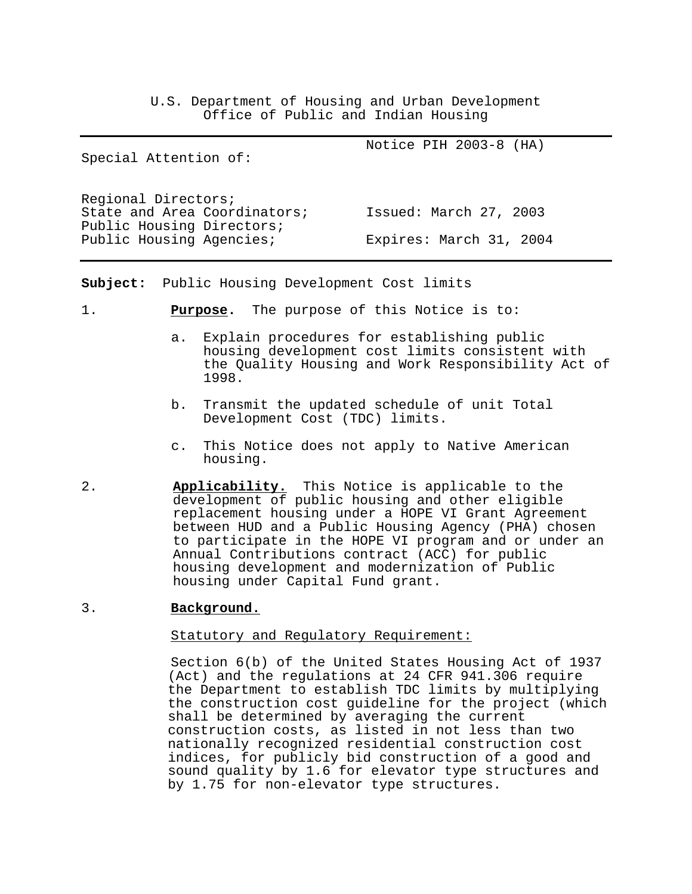U.S. Department of Housing and Urban Development
Office of Public and Indian Housing

| Special Attention of: | Notice PIH 2003-8 (HA) |
|---|---|
| Regional Directors; State and Area Coordinators; Public Housing Directors; Public Housing Agencies; | Issued: March 27, 2003<br>Expires: March 31, 2004 |

**Subject:** Public Housing Development Cost limits

1. **Purpose**. The purpose of this Notice is to:

   a. Explain procedures for establishing public housing development cost limits consistent with the Quality Housing and Work Responsibility Act of 1998.

   b. Transmit the updated schedule of unit Total Development Cost (TDC) limits.

   c. This Notice does not apply to Native American housing.

2. **Applicability.** This Notice is applicable to the development of public housing and other eligible replacement housing under a HOPE VI Grant Agreement between HUD and a Public Housing Agency (PHA) chosen to participate in the HOPE VI program and or under an Annual Contributions contract (ACC) for public housing development and modernization of Public housing under Capital Fund grant.

3. **Background.**

   Statutory and Regulatory Requirement:

   Section 6(b) of the United States Housing Act of 1937 (Act) and the regulations at 24 CFR 941.306 require the Department to establish TDC limits by multiplying the construction cost guideline for the project (which shall be determined by averaging the current construction costs, as listed in not less than two nationally recognized residential construction cost indices, for publicly bid construction of a good and sound quality by 1.6 for elevator type structures and by 1.75 for non-elevator type structures.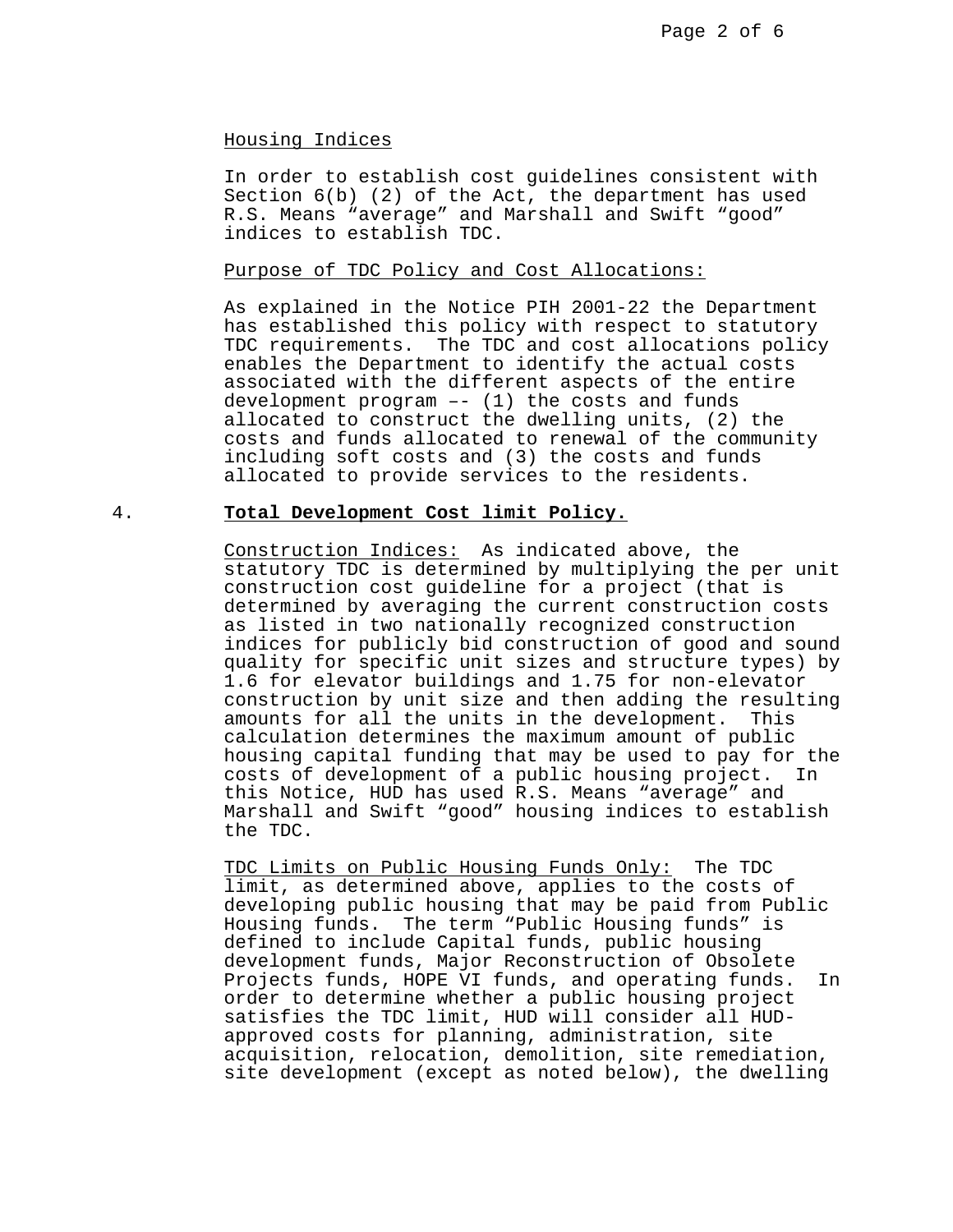Housing Indices

In order to establish cost guidelines consistent with Section 6(b) (2) of the Act, the department has used R.S. Means “average” and Marshall and Swift “good” indices to establish TDC.

Purpose of TDC Policy and Cost Allocations:

As explained in the Notice PIH 2001-22 the Department has established this policy with respect to statutory TDC requirements. The TDC and cost allocations policy enables the Department to identify the actual costs associated with the different aspects of the entire development program –- (1) the costs and funds allocated to construct the dwelling units, (2) the costs and funds allocated to renewal of the community including soft costs and (3) the costs and funds allocated to provide services to the residents.

4. **Total Development Cost limit Policy.**

Construction Indices: As indicated above, the statutory TDC is determined by multiplying the per unit construction cost guideline for a project (that is determined by averaging the current construction costs as listed in two nationally recognized construction indices for publicly bid construction of good and sound quality for specific unit sizes and structure types) by 1.6 for elevator buildings and 1.75 for non-elevator construction by unit size and then adding the resulting amounts for all the units in the development. This calculation determines the maximum amount of public housing capital funding that may be used to pay for the costs of development of a public housing project. In this Notice, HUD has used R.S. Means “average” and Marshall and Swift “good” housing indices to establish the TDC.

TDC Limits on Public Housing Funds Only: The TDC limit, as determined above, applies to the costs of developing public housing that may be paid from Public Housing funds. The term “Public Housing funds” is defined to include Capital funds, public housing development funds, Major Reconstruction of Obsolete Projects funds, HOPE VI funds, and operating funds. In order to determine whether a public housing project satisfies the TDC limit, HUD will consider all HUD-approved costs for planning, administration, site acquisition, relocation, demolition, site remediation, site development (except as noted below), the dwelling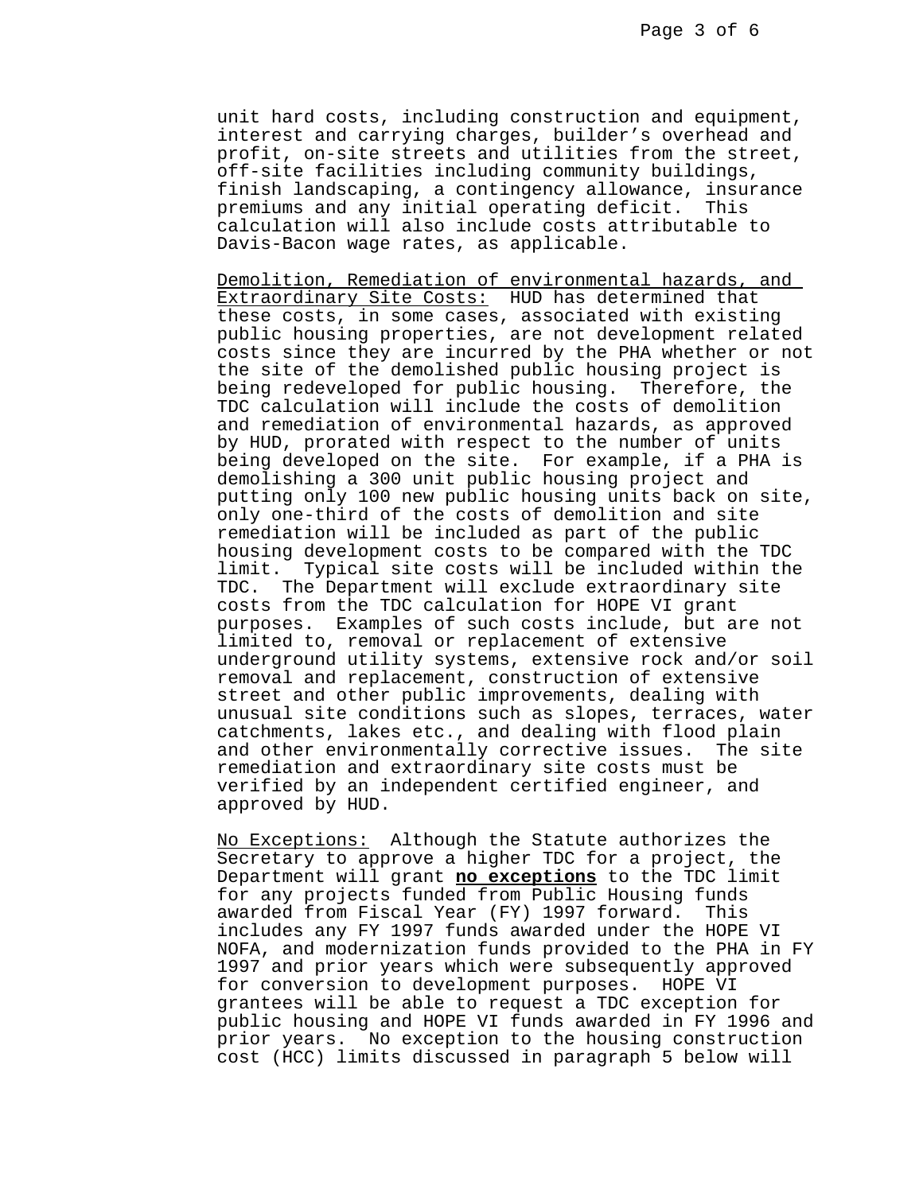unit hard costs, including construction and equipment, interest and carrying charges, builder's overhead and profit, on-site streets and utilities from the street, off-site facilities including community buildings, finish landscaping, a contingency allowance, insurance premiums and any initial operating deficit. This calculation will also include costs attributable to Davis-Bacon wage rates, as applicable.

Demolition, Remediation of environmental hazards, and Extraordinary Site Costs: HUD has determined that these costs, in some cases, associated with existing public housing properties, are not development related costs since they are incurred by the PHA whether or not the site of the demolished public housing project is being redeveloped for public housing. Therefore, the TDC calculation will include the costs of demolition and remediation of environmental hazards, as approved by HUD, prorated with respect to the number of units being developed on the site. For example, if a PHA is demolishing a 300 unit public housing project and putting only 100 new public housing units back on site, only one-third of the costs of demolition and site remediation will be included as part of the public housing development costs to be compared with the TDC limit. Typical site costs will be included within the TDC. The Department will exclude extraordinary site costs from the TDC calculation for HOPE VI grant purposes. Examples of such costs include, but are not limited to, removal or replacement of extensive underground utility systems, extensive rock and/or soil removal and replacement, construction of extensive street and other public improvements, dealing with unusual site conditions such as slopes, terraces, water catchments, lakes etc., and dealing with flood plain and other environmentally corrective issues. The site remediation and extraordinary site costs must be verified by an independent certified engineer, and approved by HUD.

No Exceptions: Although the Statute authorizes the Secretary to approve a higher TDC for a project, the Department will grant **no exceptions** to the TDC limit for any projects funded from Public Housing funds awarded from Fiscal Year (FY) 1997 forward. This includes any FY 1997 funds awarded under the HOPE VI NOFA, and modernization funds provided to the PHA in FY 1997 and prior years which were subsequently approved for conversion to development purposes. HOPE VI grantees will be able to request a TDC exception for public housing and HOPE VI funds awarded in FY 1996 and prior years. No exception to the housing construction cost (HCC) limits discussed in paragraph 5 below will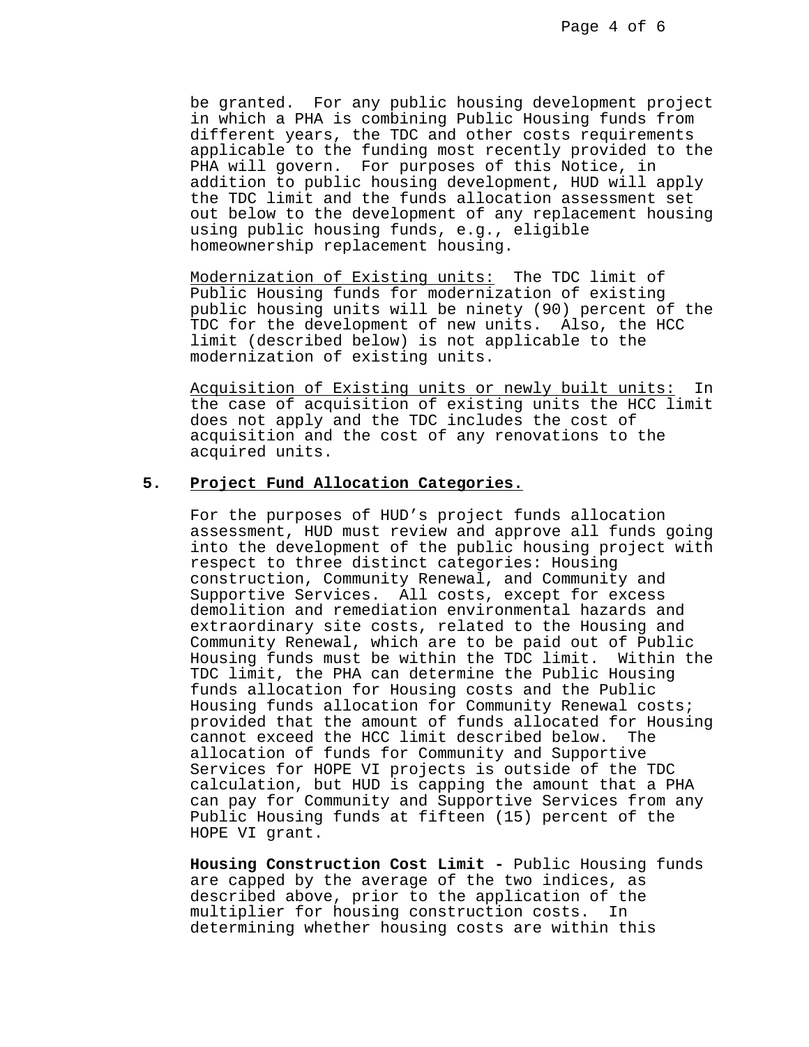be granted. For any public housing development project in which a PHA is combining Public Housing funds from different years, the TDC and other costs requirements applicable to the funding most recently provided to the PHA will govern. For purposes of this Notice, in addition to public housing development, HUD will apply the TDC limit and the funds allocation assessment set out below to the development of any replacement housing using public housing funds, e.g., eligible homeownership replacement housing.

Modernization of Existing units: The TDC limit of Public Housing funds for modernization of existing public housing units will be ninety (90) percent of the TDC for the development of new units. Also, the HCC limit (described below) is not applicable to the modernization of existing units.

Acquisition of Existing units or newly built units: In the case of acquisition of existing units the HCC limit does not apply and the TDC includes the cost of acquisition and the cost of any renovations to the acquired units.

## 5. Project Fund Allocation Categories.

For the purposes of HUD's project funds allocation assessment, HUD must review and approve all funds going into the development of the public housing project with respect to three distinct categories: Housing construction, Community Renewal, and Community and Supportive Services. All costs, except for excess demolition and remediation environmental hazards and extraordinary site costs, related to the Housing and Community Renewal, which are to be paid out of Public Housing funds must be within the TDC limit. Within the TDC limit, the PHA can determine the Public Housing funds allocation for Housing costs and the Public Housing funds allocation for Community Renewal costs; provided that the amount of funds allocated for Housing cannot exceed the HCC limit described below. The allocation of funds for Community and Supportive Services for HOPE VI projects is outside of the TDC calculation, but HUD is capping the amount that a PHA can pay for Community and Supportive Services from any Public Housing funds at fifteen (15) percent of the HOPE VI grant.

**Housing Construction Cost Limit -** Public Housing funds are capped by the average of the two indices, as described above, prior to the application of the multiplier for housing construction costs. In determining whether housing costs are within this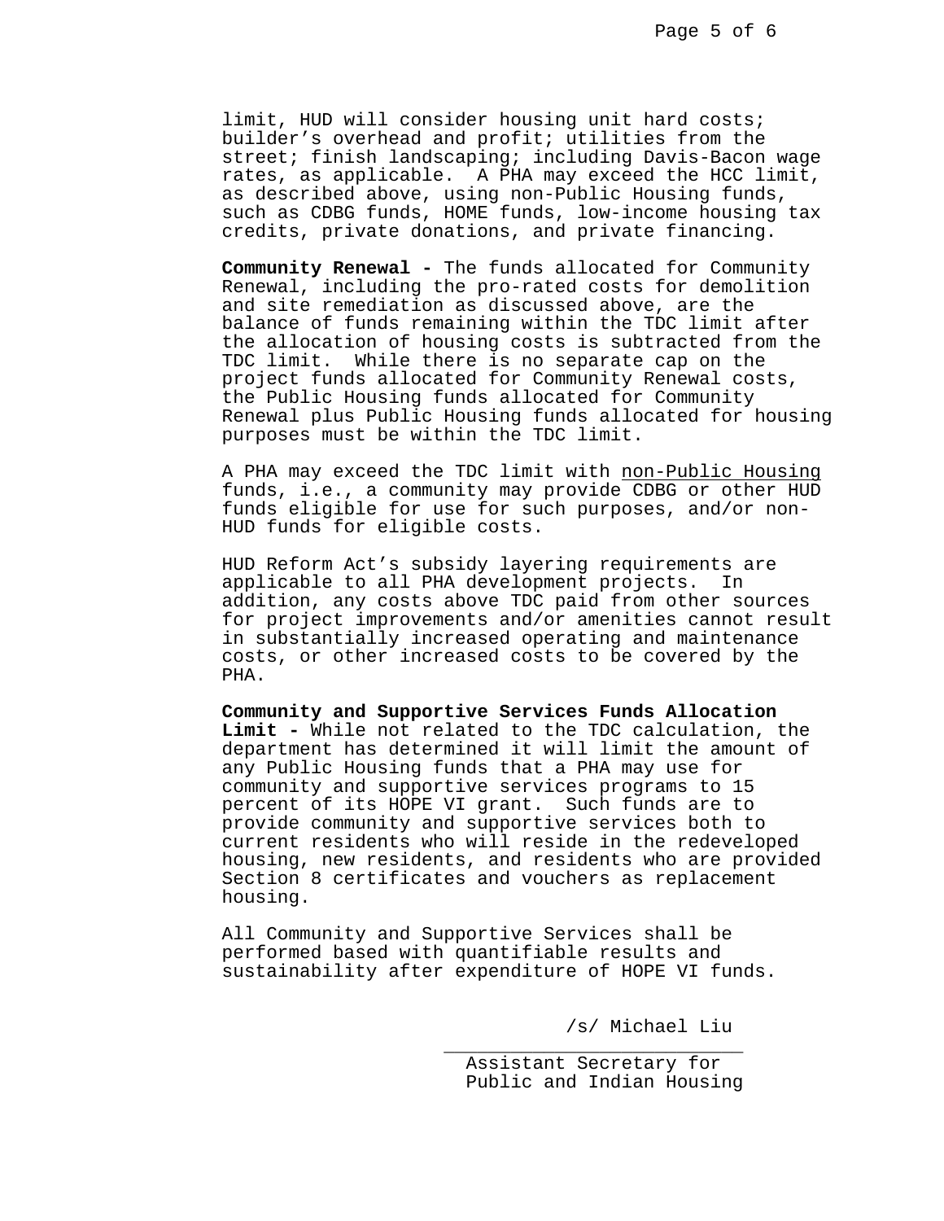limit, HUD will consider housing unit hard costs; builder's overhead and profit; utilities from the street; finish landscaping; including Davis-Bacon wage rates, as applicable. A PHA may exceed the HCC limit, as described above, using non-Public Housing funds, such as CDBG funds, HOME funds, low-income housing tax credits, private donations, and private financing.

**Community Renewal -** The funds allocated for Community Renewal, including the pro-rated costs for demolition and site remediation as discussed above, are the balance of funds remaining within the TDC limit after the allocation of housing costs is subtracted from the TDC limit. While there is no separate cap on the project funds allocated for Community Renewal costs, the Public Housing funds allocated for Community Renewal plus Public Housing funds allocated for housing purposes must be within the TDC limit.

A PHA may exceed the TDC limit with <u>non-Public Housing</u> funds, i.e., a community may provide CDBG or other HUD funds eligible for use for such purposes, and/or non-HUD funds for eligible costs.

HUD Reform Act's subsidy layering requirements are applicable to all PHA development projects. In addition, any costs above TDC paid from other sources for project improvements and/or amenities cannot result in substantially increased operating and maintenance costs, or other increased costs to be covered by the PHA.

**Community and Supportive Services Funds Allocation Limit -** While not related to the TDC calculation, the department has determined it will limit the amount of any Public Housing funds that a PHA may use for community and supportive services programs to 15 percent of its HOPE VI grant. Such funds are to provide community and supportive services both to current residents who will reside in the redeveloped housing, new residents, and residents who are provided Section 8 certificates and vouchers as replacement housing.

All Community and Supportive Services shall be performed based with quantifiable results and sustainability after expenditure of HOPE VI funds.

/s/ Michael Liu

Assistant Secretary for
Public and Indian Housing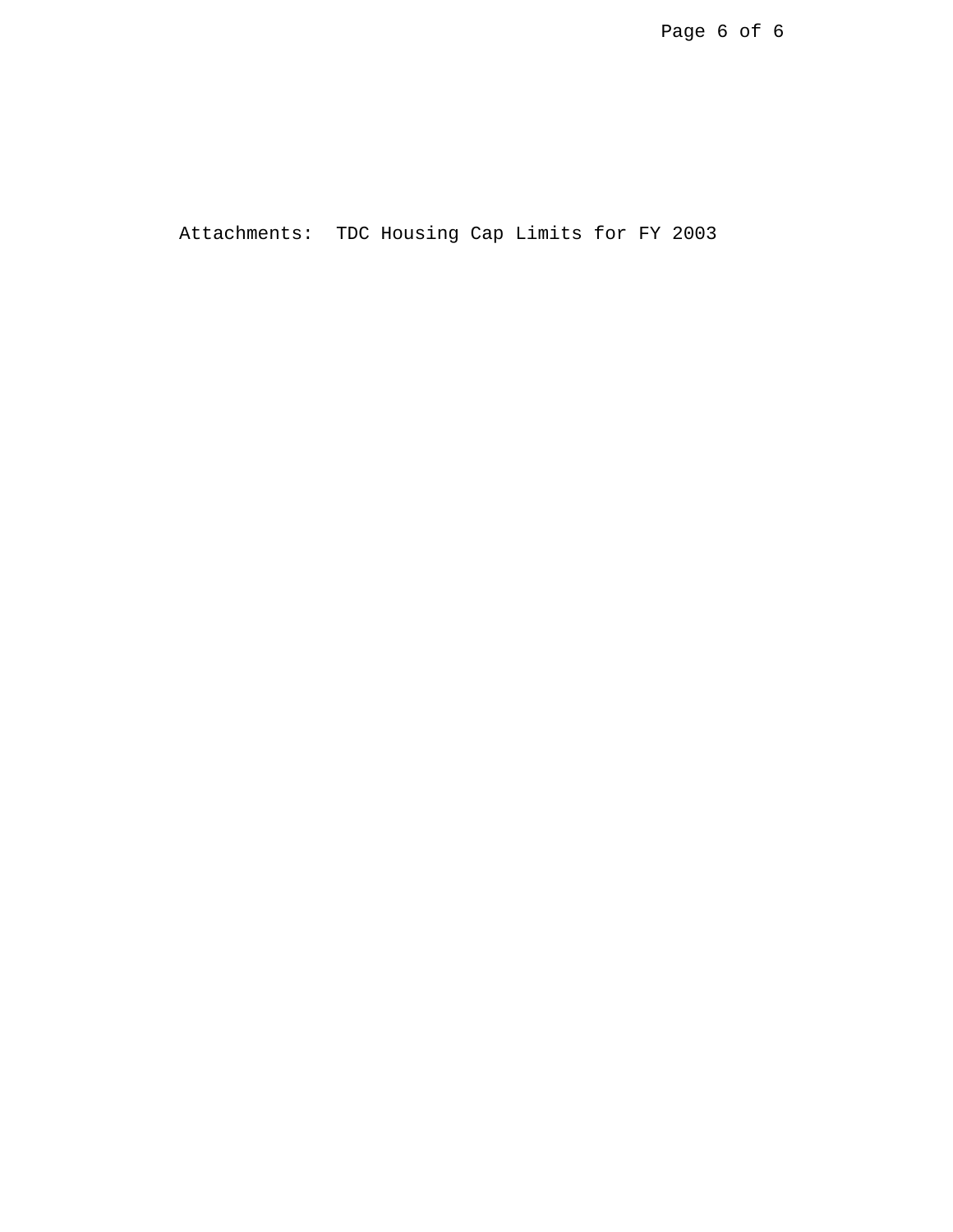Attachments: TDC Housing Cap Limits for FY 2003